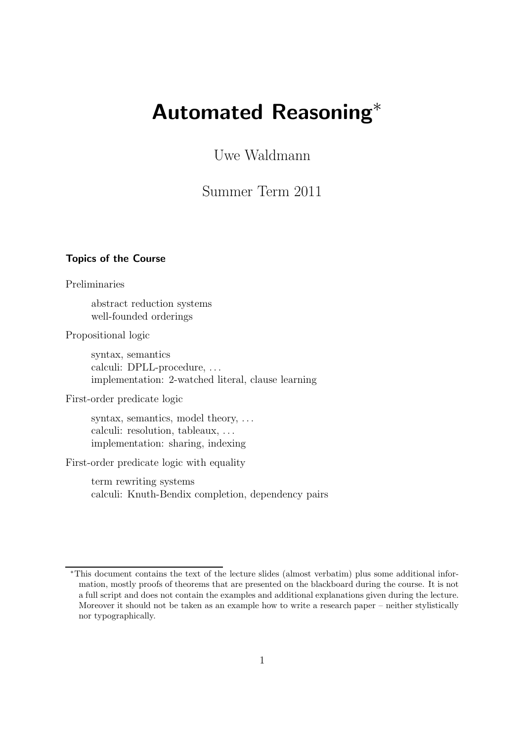# Automated Reasoning*

Uwe Waldmann

Summer Term 2011

### Topics of the Course

Preliminaries

- abstract reduction systems
- well-founded orderings

Propositional logic

- syntax, semantics
- calculi: DPLL-procedure, ...
- implementation: 2-watched literal, clause learning

First-order predicate logic

- syntax, semantics, model theory, ...
- calculi: resolution, tableaux, ...
- implementation: sharing, indexing

First-order predicate logic with equality

- term rewriting systems
- calculi: Knuth-Bendix completion, dependency pairs

---

*This document contains the text of the lecture slides (almost verbatim) plus some additional information, mostly proofs of theorems that are presented on the blackboard during the course. It is not a full script and does not contain the examples and additional explanations given during the lecture. Moreover it should not be taken as an example how to write a research paper – neither stylistically nor typographically.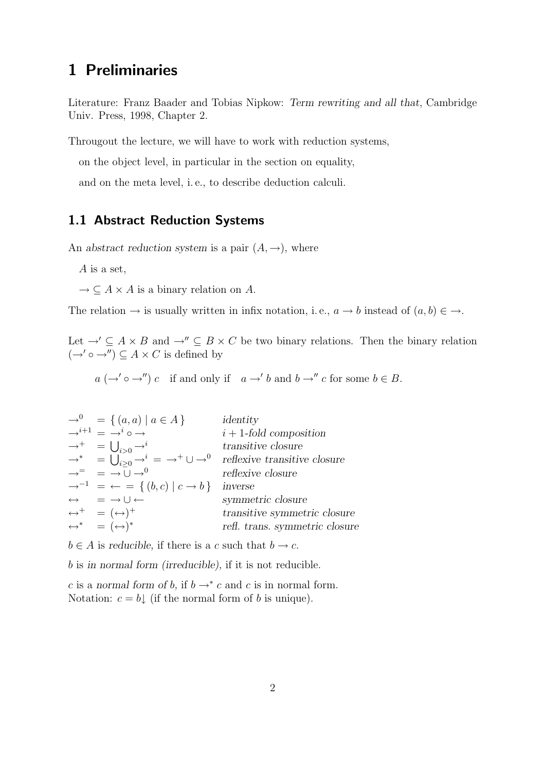# 1 Preliminaries

Literature: Franz Baader and Tobias Nipkow: *Term rewriting and all that*, Cambridge Univ. Press, 1998, Chapter 2.

Througout the lecture, we will have to work with reduction systems,

on the object level, in particular in the section on equality,

and on the meta level, i. e., to describe deduction calculi.

## 1.1 Abstract Reduction Systems

An *abstract reduction system* is a pair $(A, \rightarrow)$, where

$A$ is a set,

$\rightarrow \subseteq A \times A$ is a binary relation on $A$.

The relation $\rightarrow$ is usually written in infix notation, i. e., $a \rightarrow b$ instead of $(a, b) \in \rightarrow$.

Let $\rightarrow' \subseteq A \times B$ and $\rightarrow'' \subseteq B \times C$ be two binary relations. Then the binary relation $(\rightarrow' \circ \rightarrow'') \subseteq A \times C$ is defined by

$$a\ (\rightarrow' \circ \rightarrow'')\ c \quad \text{if and only if} \quad a \rightarrow' b \text{ and } b \rightarrow'' c \text{ for some } b \in B.$$

| | |
|---|---|
| $\rightarrow^0 \ = \{ (a, a) \mid a \in A \}$ | *identity* |
| $\rightarrow^{i+1} \ = \ \rightarrow^i \circ \rightarrow$ | *$i + 1$-fold composition* |
| $\rightarrow^+ \ = \bigcup_{i>0} \rightarrow^i$ | *transitive closure* |
| $\rightarrow^* \ = \bigcup_{i\geq 0} \rightarrow^i \ = \ \rightarrow^+ \cup \rightarrow^0$ | *reflexive transitive closure* |
| $\rightarrow^= \ = \ \rightarrow \cup \rightarrow^0$ | *reflexive closure* |
| $\rightarrow^{-1} \ = \ \leftarrow \ = \{ (b, c) \mid c \rightarrow b \}$ | *inverse* |
| $\leftrightarrow \ = \ \rightarrow \cup \leftarrow$ | *symmetric closure* |
| $\leftrightarrow^+ \ = (\leftrightarrow)^+$ | *transitive symmetric closure* |
| $\leftrightarrow^* \ = (\leftrightarrow)^*$ | *refl. trans. symmetric closure* |

$b \in A$ is *reducible*, if there is a $c$ such that $b \rightarrow c$.

$b$ is *in normal form (irreducible)*, if it is not reducible.

$c$ is a *normal form of* $b$, if $b \rightarrow^* c$ and $c$ is in normal form.
Notation: $c = b{\downarrow}$ (if the normal form of $b$ is unique).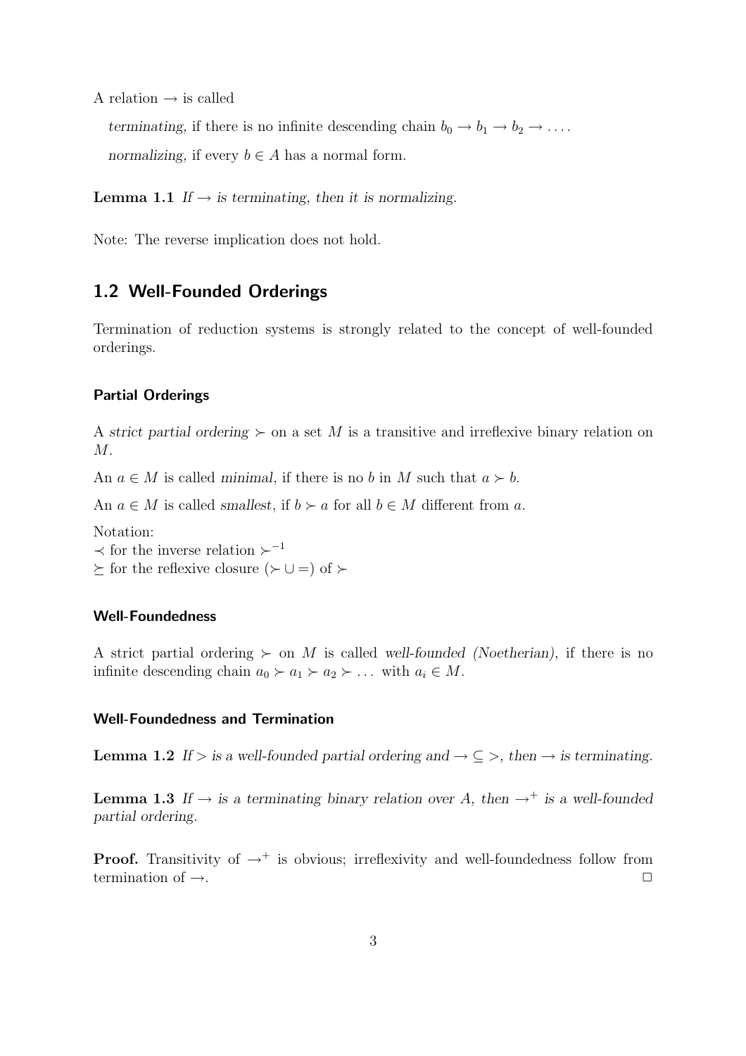A relation $\rightarrow$ is called

*terminating*, if there is no infinite descending chain $b_0 \rightarrow b_1 \rightarrow b_2 \rightarrow \ldots$.

*normalizing*, if every $b \in A$ has a normal form.

**Lemma 1.1** *If $\rightarrow$ is terminating, then it is normalizing.*

Note: The reverse implication does not hold.

## 1.2 Well-Founded Orderings

Termination of reduction systems is strongly related to the concept of well-founded orderings.

### Partial Orderings

A *strict partial ordering* $\succ$ on a set $M$ is a transitive and irreflexive binary relation on $M$.

An $a \in M$ is called *minimal*, if there is no $b$ in $M$ such that $a \succ b$.

An $a \in M$ is called *smallest*, if $b \succ a$ for all $b \in M$ different from $a$.

Notation:
$\prec$ for the inverse relation $\succ^{-1}$
$\succeq$ for the reflexive closure $(\succ \cup =)$ of $\succ$

### Well-Foundedness

A strict partial ordering $\succ$ on $M$ is called *well-founded (Noetherian)*, if there is no infinite descending chain $a_0 \succ a_1 \succ a_2 \succ \ldots$ with $a_i \in M$.

### Well-Foundedness and Termination

**Lemma 1.2** *If $>$ is a well-founded partial ordering and $\rightarrow \subseteq >$, then $\rightarrow$ is terminating.*

**Lemma 1.3** *If $\rightarrow$ is a terminating binary relation over $A$, then $\rightarrow^+$ is a well-founded partial ordering.*

**Proof.** Transitivity of $\rightarrow^+$ is obvious; irreflexivity and well-foundedness follow from termination of $\rightarrow$. □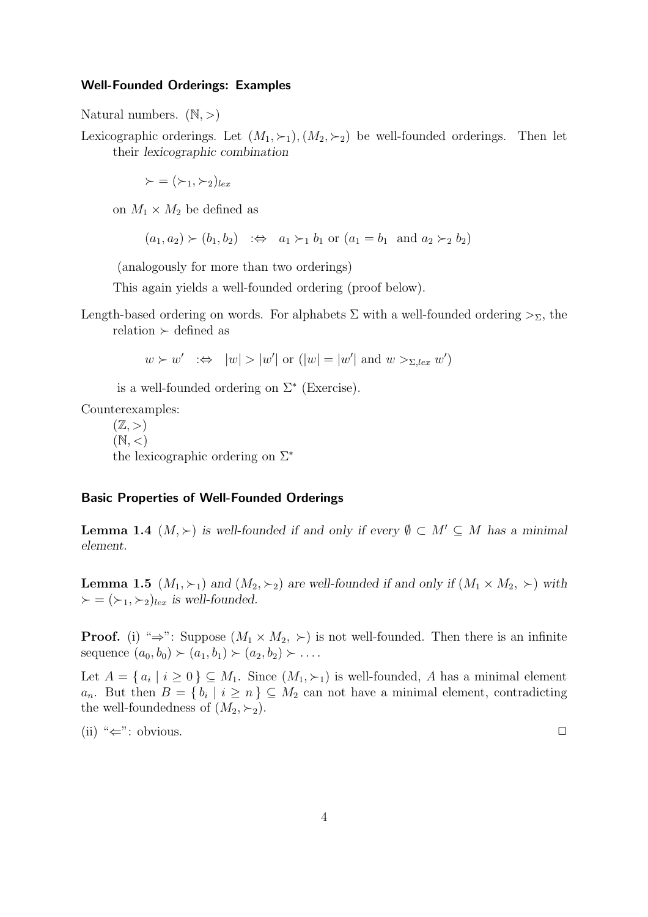### Well-Founded Orderings: Examples

Natural numbers. $(\mathbb{N}, >)$

Lexicographic orderings. Let $(M_1, \succ_1), (M_2, \succ_2)$ be well-founded orderings. Then let their *lexicographic combination*

$$\succ = (\succ_1, \succ_2)_{lex}$$

on $M_1 \times M_2$ be defined as

$$(a_1, a_2) \succ (b_1, b_2) \quad :\Leftrightarrow \quad a_1 \succ_1 b_1 \text{ or } (a_1 = b_1 \text{ and } a_2 \succ_2 b_2)$$

(analogously for more than two orderings)

This again yields a well-founded ordering (proof below).

Length-based ordering on words. For alphabets $\Sigma$ with a well-founded ordering $>_\Sigma$, the relation $\succ$ defined as

$$w \succ w' \quad :\Leftrightarrow \quad |w| > |w'| \text{ or } (|w| = |w'| \text{ and } w >_{\Sigma,lex} w')$$

is a well-founded ordering on $\Sigma^*$ (Exercise).

Counterexamples:

$(\mathbb{Z}, >)$
$(\mathbb{N}, <)$
the lexicographic ordering on $\Sigma^*$

### Basic Properties of Well-Founded Orderings

**Lemma 1.4** *$(M, \succ)$ is well-founded if and only if every $\emptyset \subset M' \subseteq M$ has a minimal element.*

**Lemma 1.5** *$(M_1, \succ_1)$ and $(M_2, \succ_2)$ are well-founded if and only if $(M_1 \times M_2, \succ)$ with $\succ = (\succ_1, \succ_2)_{lex}$ is well-founded.*

**Proof.** (i) "$\Rightarrow$": Suppose $(M_1 \times M_2, \succ)$ is not well-founded. Then there is an infinite sequence $(a_0, b_0) \succ (a_1, b_1) \succ (a_2, b_2) \succ \ldots$.

Let $A = \{ a_i \mid i \geq 0 \} \subseteq M_1$. Since $(M_1, \succ_1)$ is well-founded, $A$ has a minimal element $a_n$. But then $B = \{ b_i \mid i \geq n \} \subseteq M_2$ can not have a minimal element, contradicting the well-foundedness of $(M_2, \succ_2)$.

(ii) "$\Leftarrow$": obvious. $\square$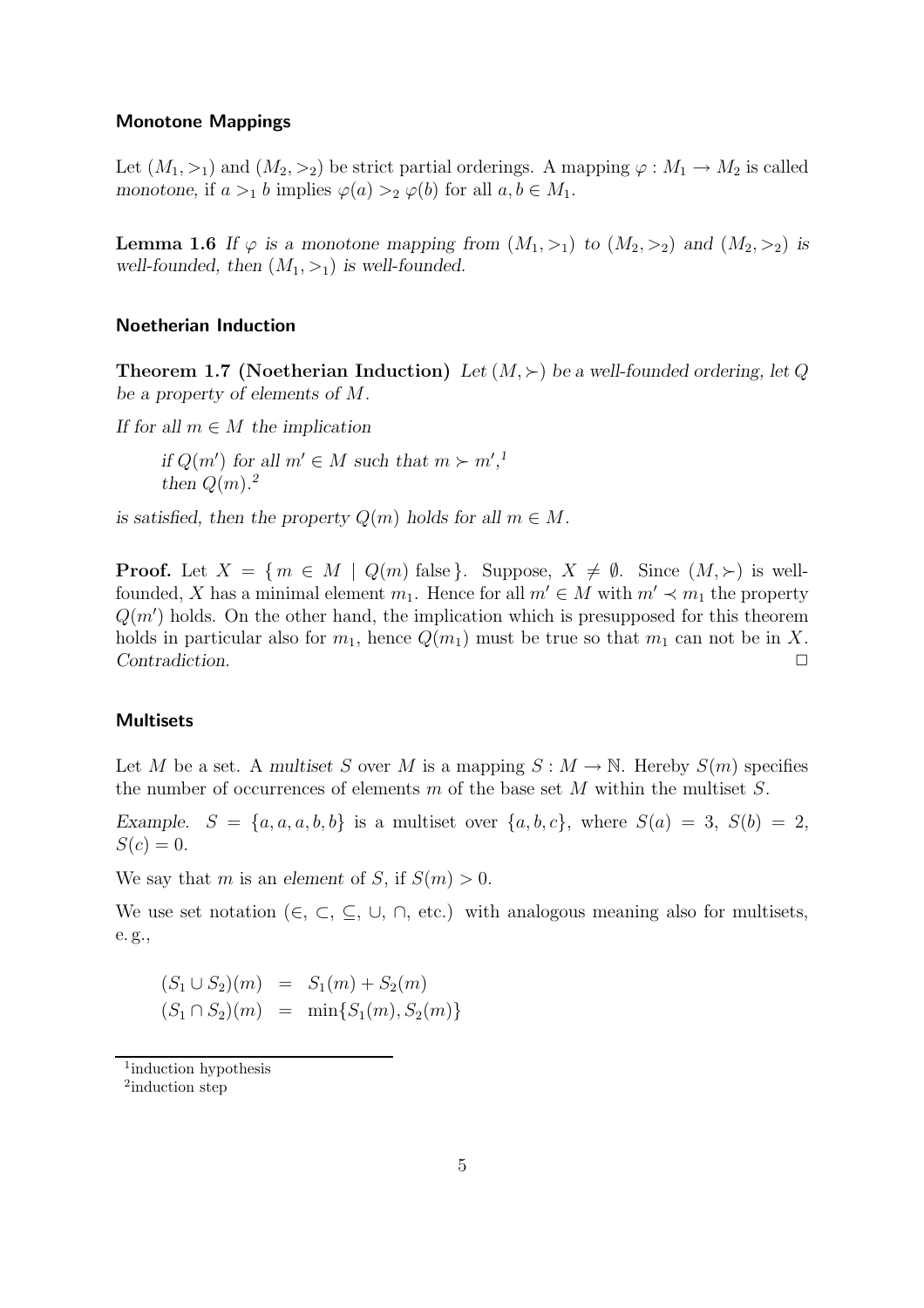### Monotone Mappings

Let $(M_1, >_1)$ and $(M_2, >_2)$ be strict partial orderings. A mapping $\varphi : M_1 \to M_2$ is called *monotone*, if $a >_1 b$ implies $\varphi(a) >_2 \varphi(b)$ for all $a, b \in M_1$.

**Lemma 1.6** *If $\varphi$ is a monotone mapping from $(M_1, >_1)$ to $(M_2, >_2)$ and $(M_2, >_2)$ is well-founded, then $(M_1, >_1)$ is well-founded.*

### Noetherian Induction

**Theorem 1.7 (Noetherian Induction)** *Let $(M, \succ)$ be a well-founded ordering, let $Q$ be a property of elements of $M$.*

*If for all $m \in M$ the implication*

> *if $Q(m')$ for all $m' \in M$ such that $m \succ m'$,*[1]
> *then $Q(m)$.*[2]

*is satisfied, then the property $Q(m)$ holds for all $m \in M$.*

**Proof.** Let $X = \{ m \in M \mid Q(m) \text{ false} \}$. Suppose, $X \neq \emptyset$. Since $(M, \succ)$ is well-founded, $X$ has a minimal element $m_1$. Hence for all $m' \in M$ with $m' \prec m_1$ the property $Q(m')$ holds. On the other hand, the implication which is presupposed for this theorem holds in particular also for $m_1$, hence $Q(m_1)$ must be true so that $m_1$ can not be in $X$. *Contradiction.* $\square$

### Multisets

Let $M$ be a set. A *multiset* $S$ over $M$ is a mapping $S : M \to \mathbb{N}$. Hereby $S(m)$ specifies the number of occurrences of elements $m$ of the base set $M$ within the multiset $S$.

*Example.* $S = \{a, a, a, b, b\}$ is a multiset over $\{a, b, c\}$, where $S(a) = 3$, $S(b) = 2$, $S(c) = 0$.

We say that $m$ is an *element* of $S$, if $S(m) > 0$.

We use set notation ($\in$, $\subset$, $\subseteq$, $\cup$, $\cap$, etc.) with analogous meaning also for multisets, e. g.,

$$
\begin{aligned}
(S_1 \cup S_2)(m) &= S_1(m) + S_2(m) \\
(S_1 \cap S_2)(m) &= \min\{S_1(m), S_2(m)\}
\end{aligned}
$$

---

[1] induction hypothesis

[2] induction step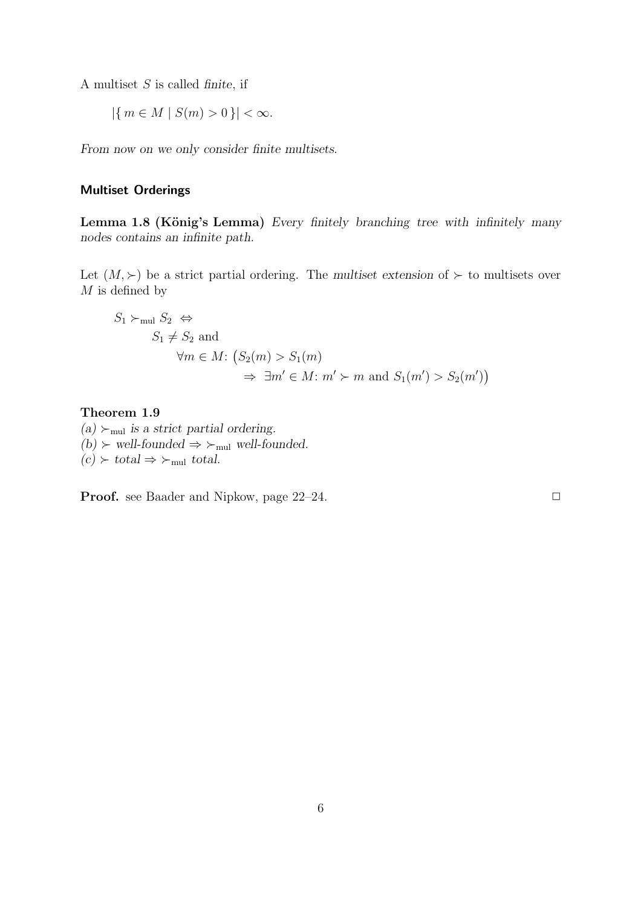A multiset $S$ is called *finite*, if

$$|\{\, m \in M \mid S(m) > 0 \,\}| < \infty.$$

*From now on we only consider finite multisets.*

### Multiset Orderings

**Lemma 1.8 (König's Lemma)** *Every finitely branching tree with infinitely many nodes contains an infinite path.*

Let $(M, \succ)$ be a strict partial ordering. The *multiset extension* of $\succ$ to multisets over $M$ is defined by

$$
\begin{aligned}
S_1 \succ_{\text{mul}} S_2 \;\Leftrightarrow&\\
&S_1 \neq S_2 \text{ and}\\
&\quad \forall m \in M\colon \big(S_2(m) > S_1(m)\\
&\qquad\qquad \Rightarrow\; \exists m' \in M\colon m' \succ m \text{ and } S_1(m') > S_2(m')\big)
\end{aligned}
$$

**Theorem 1.9**
*(a) $\succ_{\text{mul}}$ is a strict partial ordering.*
*(b) $\succ$ well-founded $\Rightarrow$ $\succ_{\text{mul}}$ well-founded.*
*(c) $\succ$ total $\Rightarrow$ $\succ_{\text{mul}}$ total.*

**Proof.** see Baader and Nipkow, page 22–24. □